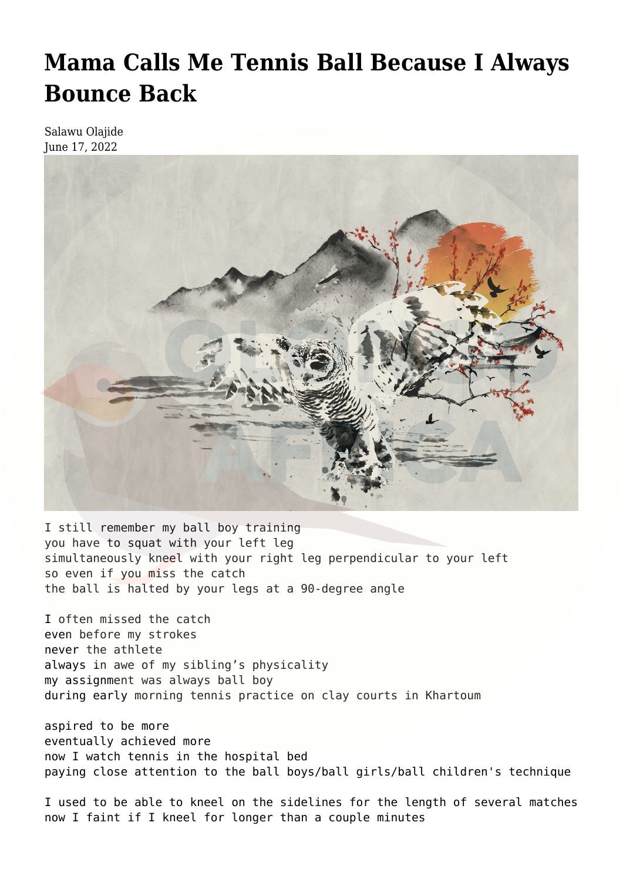# Mama Calls Me Tennis Ball Because I Always Bounce Back

Salawu Olajide
June 17, 2022

I still remember my ball boy training
you have to squat with your left leg
simultaneously kneel with your right leg perpendicular to your left
so even if you miss the catch
the ball is halted by your legs at a 90-degree angle

I often missed the catch
even before my strokes
never the athlete
always in awe of my sibling's physicality
my assignment was always ball boy
during early morning tennis practice on clay courts in Khartoum

aspired to be more
eventually achieved more
now I watch tennis in the hospital bed
paying close attention to the ball boys/ball girls/ball children's technique

I used to be able to kneel on the sidelines for the length of several matches
now I faint if I kneel for longer than a couple minutes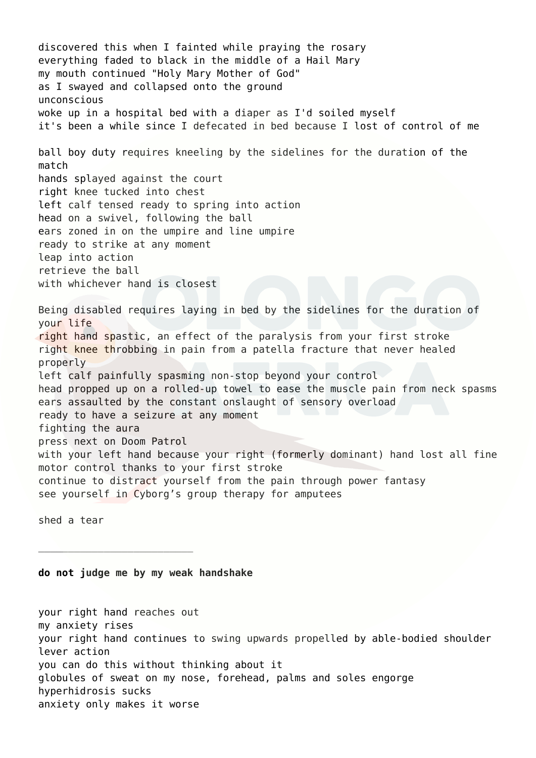discovered this when I fainted while praying the rosary
everything faded to black in the middle of a Hail Mary
my mouth continued "Holy Mary Mother of God"
as I swayed and collapsed onto the ground
unconscious
woke up in a hospital bed with a diaper as I'd soiled myself
it's been a while since I defecated in bed because I lost of control of me

ball boy duty requires kneeling by the sidelines for the duration of the match
hands splayed against the court
right knee tucked into chest
left calf tensed ready to spring into action
head on a swivel, following the ball
ears zoned in on the umpire and line umpire
ready to strike at any moment
leap into action
retrieve the ball
with whichever hand is closest

Being disabled requires laying in bed by the sidelines for the duration of your life
right hand spastic, an effect of the paralysis from your first stroke
right knee throbbing in pain from a patella fracture that never healed properly
left calf painfully spasming non-stop beyond your control
head propped up on a rolled-up towel to ease the muscle pain from neck spasms
ears assaulted by the constant onslaught of sensory overload
ready to have a seizure at any moment
fighting the aura
press next on Doom Patrol
with your left hand because your right (formerly dominant) hand lost all fine motor control thanks to your first stroke
continue to distract yourself from the pain through power fantasy
see yourself in Cyborg's group therapy for amputees

shed a tear

---

**do not judge me by my weak handshake**

your right hand reaches out
my anxiety rises
your right hand continues to swing upwards propelled by able-bodied shoulder lever action
you can do this without thinking about it
globules of sweat on my nose, forehead, palms and soles engorge
hyperhidrosis sucks
anxiety only makes it worse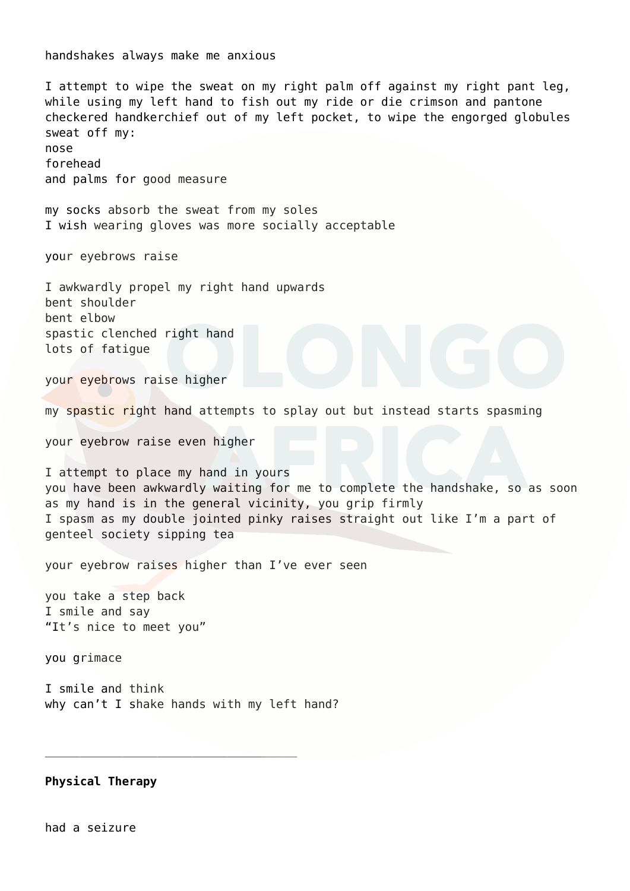handshakes always make me anxious

I attempt to wipe the sweat on my right palm off against my right pant leg, while using my left hand to fish out my ride or die crimson and pantone checkered handkerchief out of my left pocket, to wipe the engorged globules sweat off my:  
nose  
forehead  
and palms for good measure

my socks absorb the sweat from my soles  
I wish wearing gloves was more socially acceptable

your eyebrows raise

I awkwardly propel my right hand upwards  
bent shoulder  
bent elbow  
spastic clenched right hand  
lots of fatigue

your eyebrows raise higher

my spastic right hand attempts to splay out but instead starts spasming

your eyebrow raise even higher

I attempt to place my hand in yours  
you have been awkwardly waiting for me to complete the handshake, so as soon as my hand is in the general vicinity, you grip firmly  
I spasm as my double jointed pinky raises straight out like I'm a part of genteel society sipping tea

your eyebrow raises higher than I've ever seen

you take a step back  
I smile and say  
"It's nice to meet you"

you grimace

I smile and think  
why can't I shake hands with my left hand?

---

**Physical Therapy**

had a seizure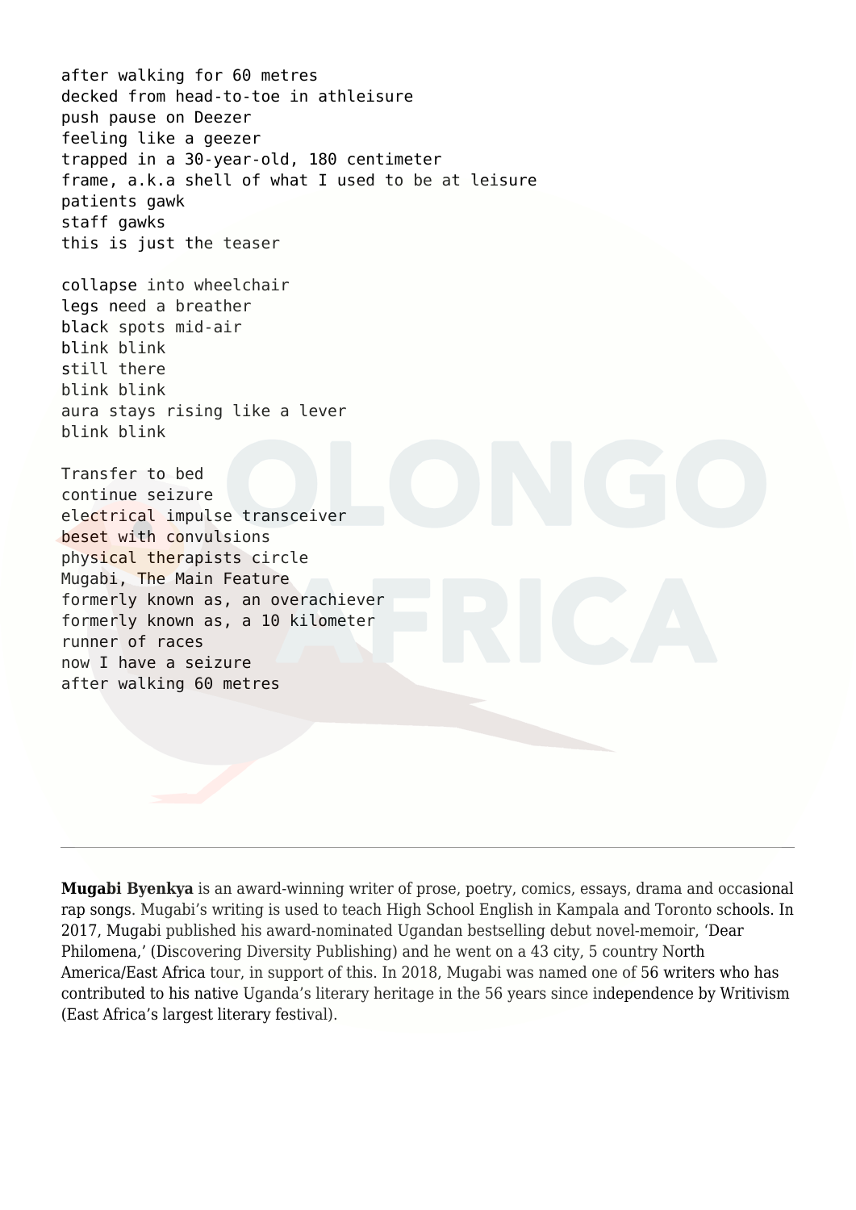after walking for 60 metres
decked from head-to-toe in athleisure
push pause on Deezer
feeling like a geezer
trapped in a 30-year-old, 180 centimeter
frame, a.k.a a shell of what I used to be at leisure
patients gawk
staff gawks
this is just the teaser

collapse into wheelchair
legs need a breather
black spots mid-air
blink blink
still there
blink blink
aura stays rising like a lever
blink blink

Transfer to bed
continue seizure
electrical impulse transceiver
beset with convulsions
physical therapists circle
Mugabi, The Main Feature
formerly known as, an overachiever
formerly known as, a 10 kilometer
runner of races
now I have a seizure
after walking 60 metres

---

**Mugabi Byenkya** is an award-winning writer of prose, poetry, comics, essays, drama and occasional rap songs. Mugabi's writing is used to teach High School English in Kampala and Toronto schools. In 2017, Mugabi published his award-nominated Ugandan bestselling debut novel-memoir, 'Dear Philomena,' (Discovering Diversity Publishing) and he went on a 43 city, 5 country North America/East Africa tour, in support of this. In 2018, Mugabi was named one of 56 writers who has contributed to his native Uganda's literary heritage in the 56 years since independence by Writivism (East Africa's largest literary festival).